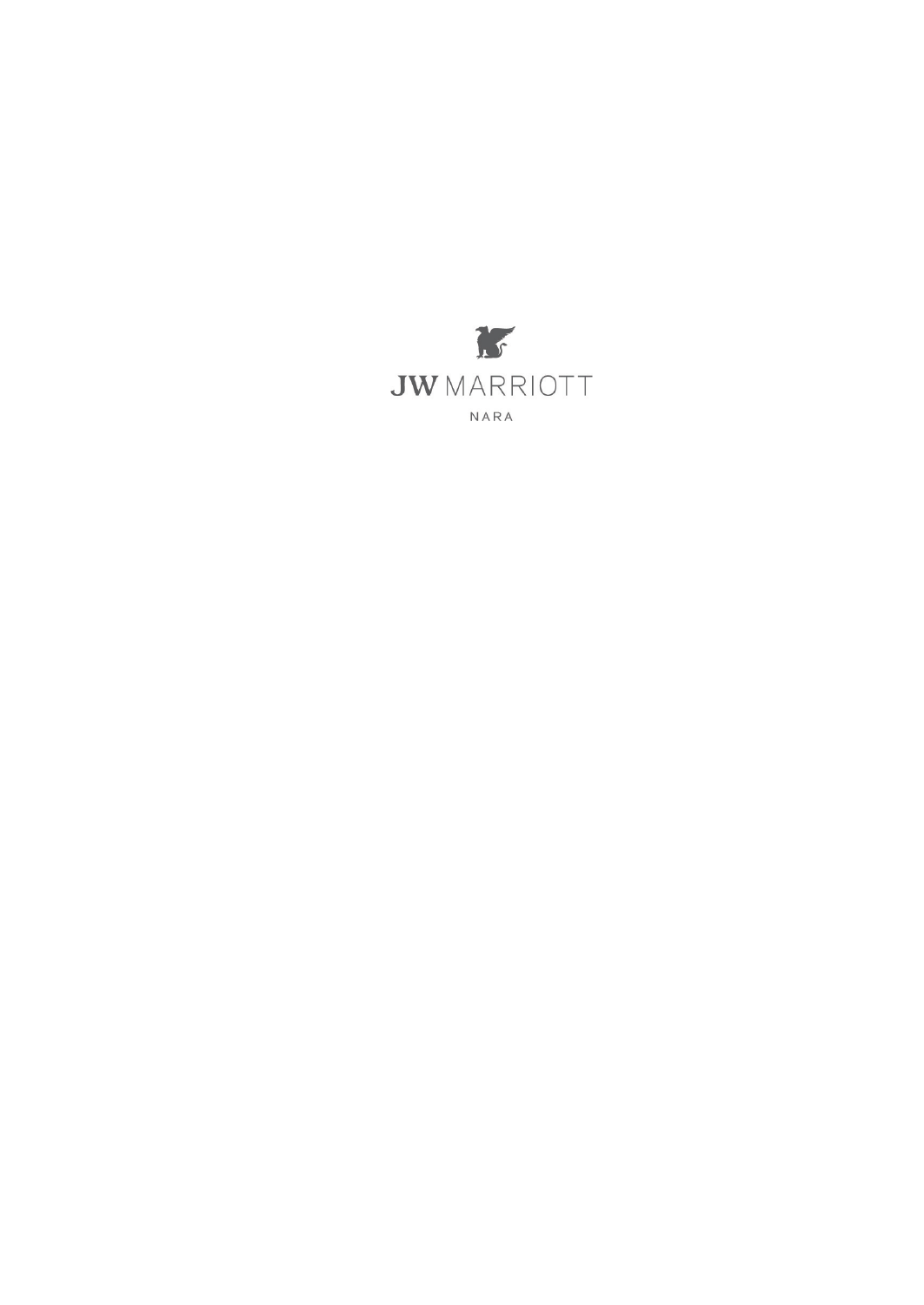JW MARRIOTT

NARA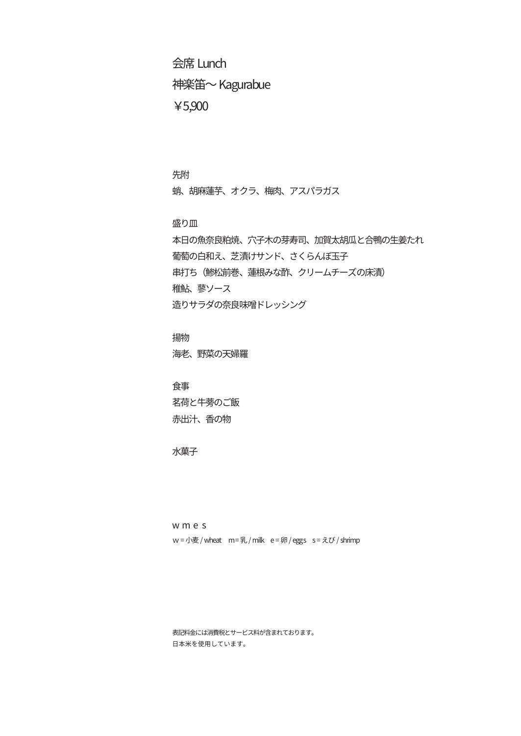# 会席 Lunch

## 神楽笛〜 Kagurabue

## ￥5,900

先附

蛸、胡麻蓮芋、オクラ、梅肉、アスパラガス

盛り皿

本日の魚奈良粕焼、穴子木の芽寿司、加賀太胡瓜と合鴨の生姜たれ

葡萄の白和え、芝漬けサンド、さくらんぼ玉子

串打ち（鰺松前巻、蓮根みな酢、クリームチーズの床漬）

稚鮎、蓼ソース

造りサラダの奈良味噌ドレッシング

揚物

海老、野菜の天婦羅

食事

茗荷と牛蒡のご飯

赤出汁、香の物

水菓子

w m e s

w = 小麦 / wheat　m = 乳 / milk　e = 卵 / eggs　s = えび / shrimp

表記料金には消費税とサービス料が含まれております。

日本米を使用しています。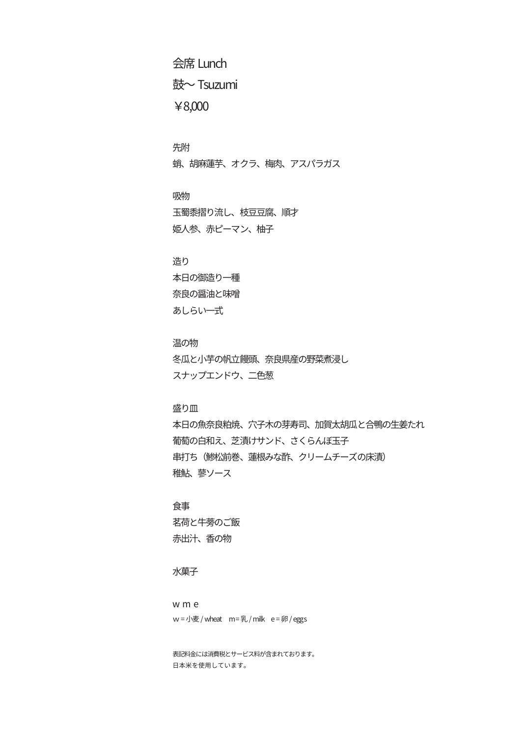# 会席 Lunch

## 鼓～ Tsuzumi

## ￥8,000

先附

蛸、胡麻蓮芋、オクラ、梅肉、アスパラガス

吸物

玉蜀黍摺り流し、枝豆豆腐、順才

姫人参、赤ピーマン、柚子

造り

本日の御造り一種

奈良の醤油と味噌

あしらい一式

温の物

冬瓜と小芋の帆立饅頭、奈良県産の野菜煮浸し

スナップエンドウ、二色葱

盛り皿

本日の魚奈良粕焼、穴子木の芽寿司、加賀太胡瓜と合鴨の生姜たれ

葡萄の白和え、芝漬けサンド、さくらんぼ玉子

串打ち（鯵松前巻、蓮根みな酢、クリームチーズの床漬）

稚鮎、蓼ソース

食事

茗荷と牛蒡のご飯

赤出汁、香の物

水菓子

w m e

w = 小麦 / wheat　m = 乳 / milk　e = 卵 / eggs

表記料金には消費税とサービス料が含まれております。

日本米を使用しています。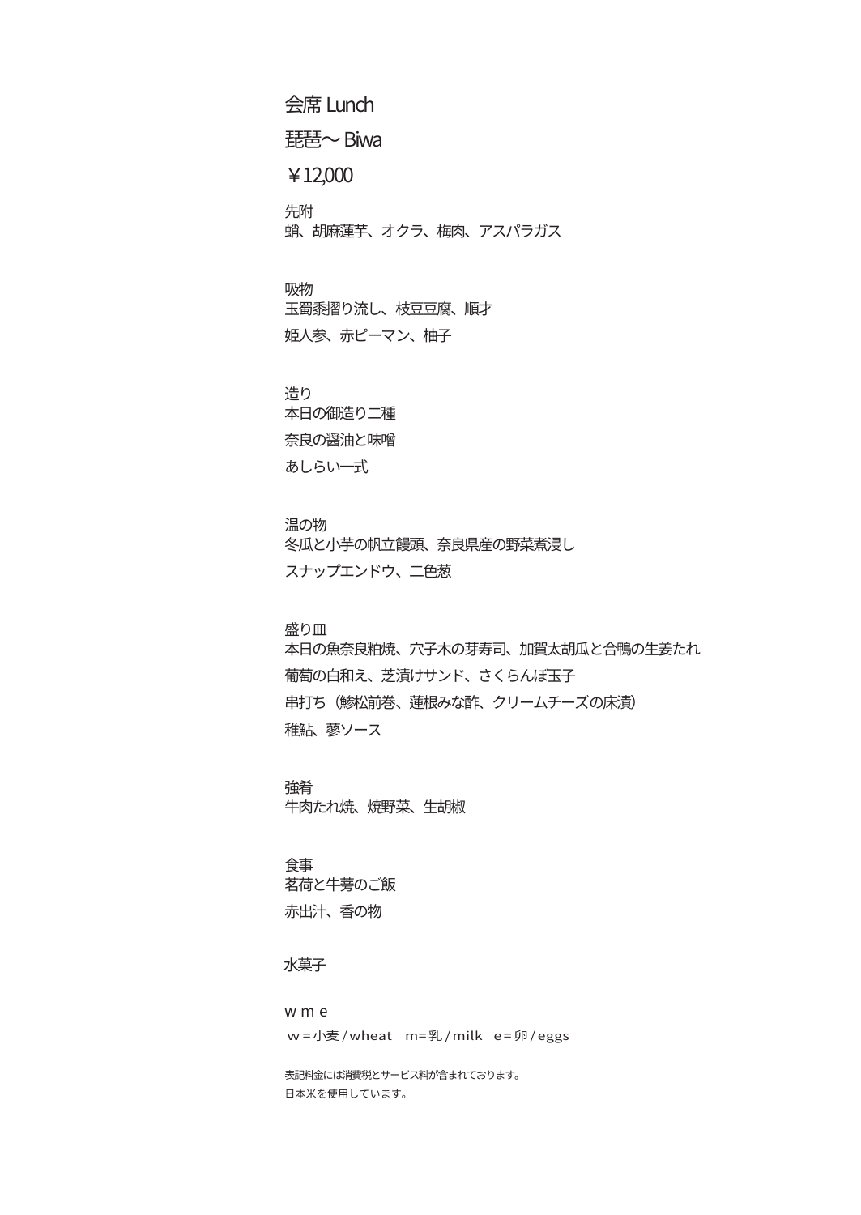# 会席 Lunch

## 琵琶～ Biwa

## ￥12,000

先附
蛸、胡麻蓮芋、オクラ、梅肉、アスパラガス

吸物
玉蜀黍摺り流し、枝豆豆腐、順才
姫人参、赤ピーマン、柚子

造り
本日の御造り二種
奈良の醤油と味噌
あしらい一式

温の物
冬瓜と小芋の帆立饅頭、奈良県産の野菜煮浸し
スナップエンドウ、二色葱

盛り皿
本日の魚奈良粕焼、穴子木の芽寿司、加賀太胡瓜と合鴨の生姜たれ
葡萄の白和え、芝漬けサンド、さくらんぼ玉子
串打ち（鯵松前巻、蓮根みな酢、クリームチーズの床漬）
稚鮎、蓼ソース

強肴
牛肉たれ焼、焼野菜、生胡椒

食事
茗荷と牛蒡のご飯
赤出汁、香の物

水菓子

w m e
w＝小麦 / wheat　m＝乳 / milk　e＝卵 / eggs

表記料金には消費税とサービス料が含まれております。
日本米を使用しています。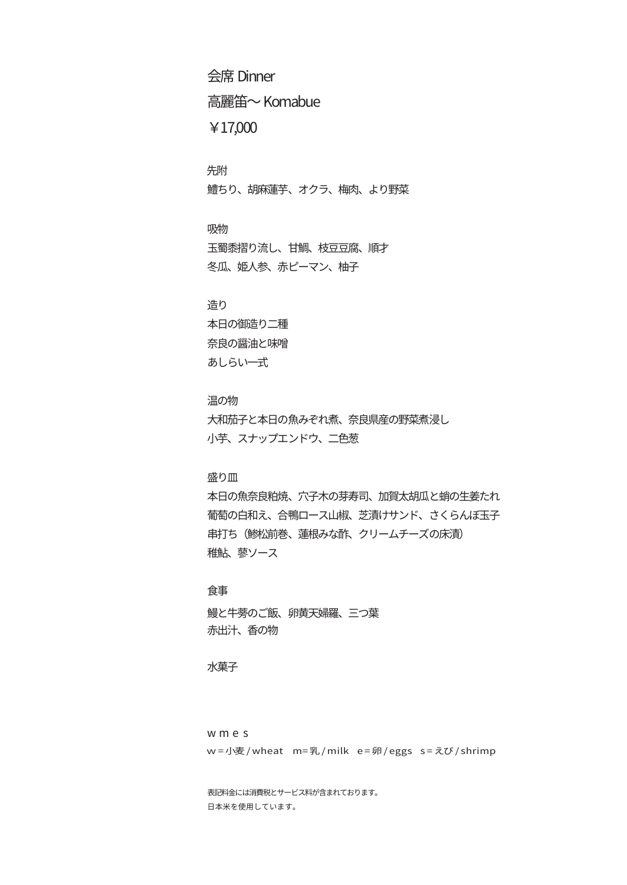# 会席 Dinner

## 高麗笛〜 Komabue

## ￥17,000

先附

鱧ちり、胡麻蓮芋、オクラ、梅肉、より野菜

吸物

玉蜀黍擂り流し、甘鯛、枝豆豆腐、順才

冬瓜、姫人参、赤ピーマン、柚子

造り

本日の御造り二種

奈良の醤油と味噌

あしらい一式

温の物

大和茄子と本日の魚みぞれ煮、奈良県産の野菜煮浸し

小芋、スナップエンドウ、二色葱

盛り皿

本日の魚奈良粕焼、穴子木の芽寿司、加賀太胡瓜と蛸の生姜たれ

葡萄の白和え、合鴨ロース山椒、芝漬けサンド、さくらんぼ玉子

串打ち（鰺松前巻、蓮根みな酢、クリームチーズの床漬）

稚鮎、蓼ソース

食事

鰻と牛蒡のご飯、卵黄天婦羅、三つ葉

赤出汁、香の物

水菓子

w m e s

w＝小麦 / wheat　m=乳 / milk　e＝卵 / eggs　s＝えび / shrimp

表記料金には消費税とサービス料が含まれております。

日本米を使用しています。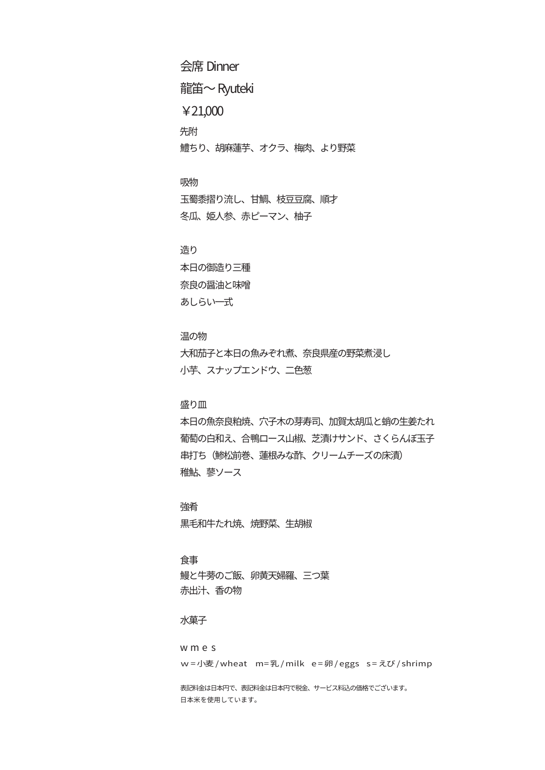# 会席 Dinner

## 龍笛～ Ryuteki

## ￥21,000

### 先附

鱧ちり、胡麻蓮芋、オクラ、梅肉、より野菜

### 吸物

玉蜀黍摺り流し、甘鯛、枝豆豆腐、順才
冬瓜、姫人参、赤ピーマン、柚子

### 造り

本日の御造り三種
奈良の醤油と味噌
あしらい一式

### 温の物

大和茄子と本日の魚みぞれ煮、奈良県産の野菜煮浸し
小芋、スナップエンドウ、二色葱

### 盛り皿

本日の魚奈良粕焼、穴子木の芽寿司、加賀太胡瓜と蛸の生姜たれ
葡萄の白和え、合鴨ロース山椒、芝漬けサンド、さくらんぼ玉子
串打ち（鰺松前巻、蓮根みな酢、クリームチーズの床漬）
稚鮎、蓼ソース

### 強肴

黒毛和牛たれ焼、焼野菜、生胡椒

### 食事

鰻と牛蒡のご飯、卵黄天婦羅、三つ葉
赤出汁、香の物

### 水菓子

w m e s

w = 小麦 / wheat　m = 乳 / milk　e = 卵 / eggs　s = えび / shrimp

表記料金は日本円で、表記料金は日本円で税金、サービス料込の価格でございます。
日本米を使用しています。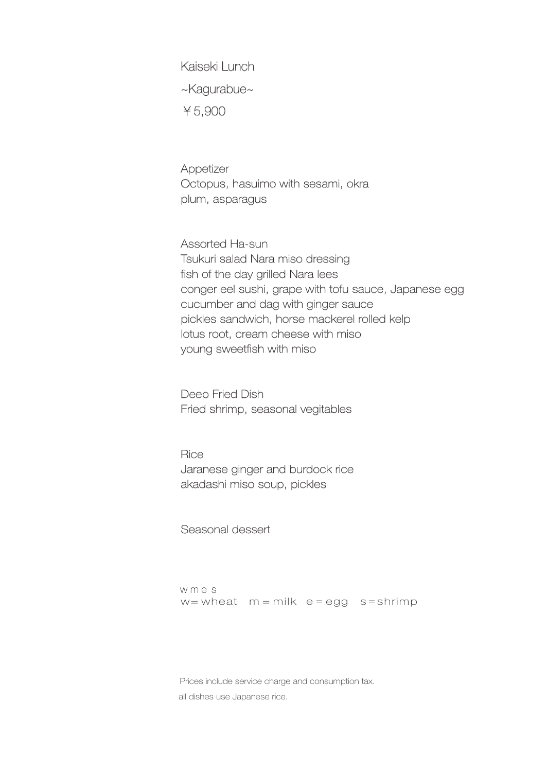# Kaiseki Lunch

## ~Kagurabue~

￥5,900

### Appetizer

Octopus, hasuimo with sesami, okra
plum, asparagus

### Assorted Ha-sun

Tsukuri salad Nara miso dressing
fish of the day grilled Nara lees
conger eel sushi, grape with tofu sauce, Japanese egg
cucumber and dag with ginger sauce
pickles sandwich, horse mackerel rolled kelp
lotus root, cream cheese with miso
young sweetfish with miso

### Deep Fried Dish

Fried shrimp, seasonal vegitables

### Rice

Jaranese ginger and burdock rice
akadashi miso soup, pickles

### Seasonal dessert

w m e s
w＝wheat　m＝milk　e＝egg　s＝shrimp

Prices include service charge and consumption tax.
all dishes use Japanese rice.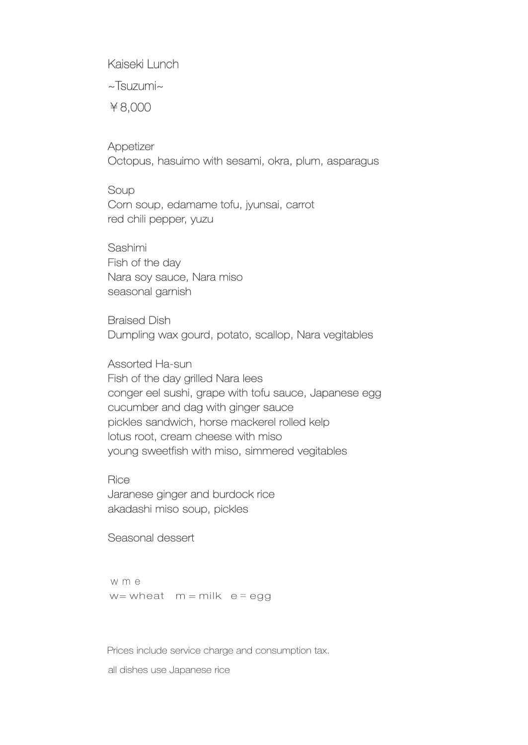# Kaiseki Lunch

~Tsuzumi~

￥8,000

Appetizer
Octopus, hasuimo with sesami, okra, plum, asparagus

Soup
Corn soup, edamame tofu, jyunsai, carrot
red chili pepper, yuzu

Sashimi
Fish of the day
Nara soy sauce, Nara miso
seasonal garnish

Braised Dish
Dumpling wax gourd, potato, scallop, Nara vegitables

Assorted Ha-sun
Fish of the day grilled Nara lees
conger eel sushi, grape with tofu sauce, Japanese egg
cucumber and dag with ginger sauce
pickles sandwich, horse mackerel rolled kelp
lotus root, cream cheese with miso
young sweetfish with miso, simmered vegitables

Rice
Jaranese ginger and burdock rice
akadashi miso soup, pickles

Seasonal dessert

w m e
w= wheat　m = milk　e = egg

Prices include service charge and consumption tax.

all dishes use Japanese rice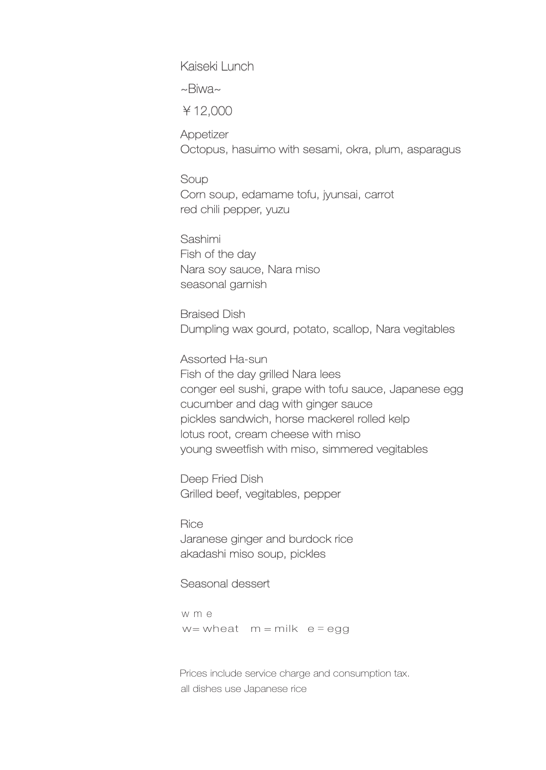# Kaisseki Lunch

# Kaiseki Lunch

~Biwa~

￥12,000

## Appetizer
Octopus, hasuimo with sesami, okra, plum, asparagus

## Soup
Corn soup, edamame tofu, jyunsai, carrot
red chili pepper, yuzu

## Sashimi
Fish of the day
Nara soy sauce, Nara miso
seasonal garnish

## Braised Dish
Dumpling wax gourd, potato, scallop, Nara vegitables

## Assorted Ha-sun
Fish of the day grilled Nara lees
conger eel sushi, grape with tofu sauce, Japanese egg
cucumber and dag with ginger sauce
pickles sandwich, horse mackerel rolled kelp
lotus root, cream cheese with miso
young sweetfish with miso, simmered vegitables

## Deep Fried Dish
Grilled beef, vegitables, pepper

## Rice
Jaranese ginger and burdock rice
akadashi miso soup, pickles

## Seasonal dessert

w m e
w= wheat　m = milk　e = egg

Prices include service charge and consumption tax.
all dishes use Japanese rice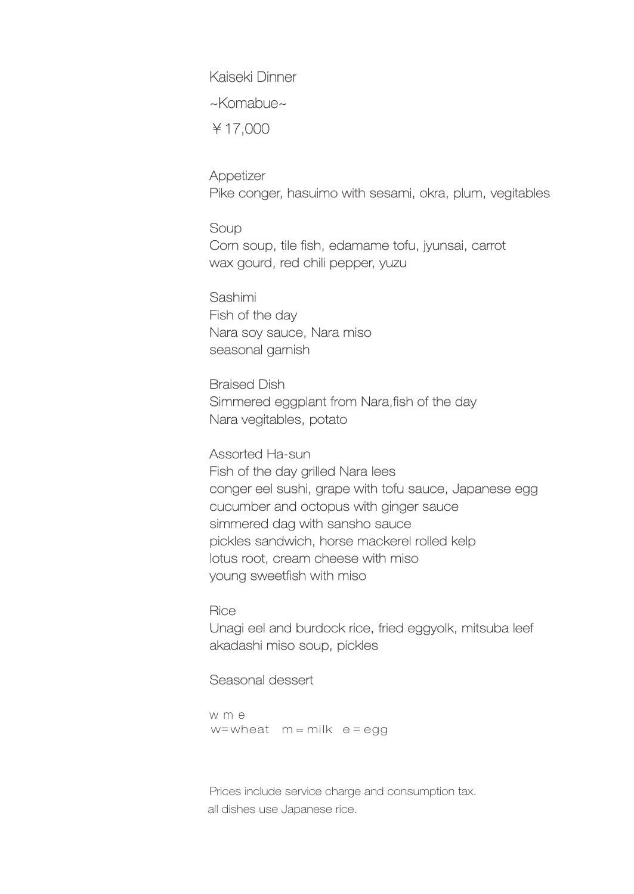# Kaisei Dinner

## ~Komabue~

￥17,000

### Appetizer

Pike conger, hasuimo with sesami, okra, plum, vigitables

### Soup

Corn soup, tile fish, edamame tofu, jyunsai, carrot
wax gourd, red chili pepper, yuzu

### Sashimi

Fish of the day
Nara soy sauce, Nara miso
seasonal garnish

### Braised Dish

Simmered eggplant from Nara,fish of the day
Nara vegitables, potato

### Assorted Ha-sun

Fish of the day grilled Nara lees
conger eel sushi, grape with tofu sauce, Japanese egg
cucumber and octopus with ginger sauce
simmered dag with sansho sauce
pickles sandwich, horse mackerel rolled kelp
lotus root, cream cheese with miso
young sweetfish with miso

### Rice

Unagi eel and burdock rice, fried eggyolk, mitsuba leef
akadashi miso soup, pickles

### Seasonal dessert

w m e
w=wheat m＝milk e＝egg

Prices include service charge and consumption tax.
all dishes use Japanese rice.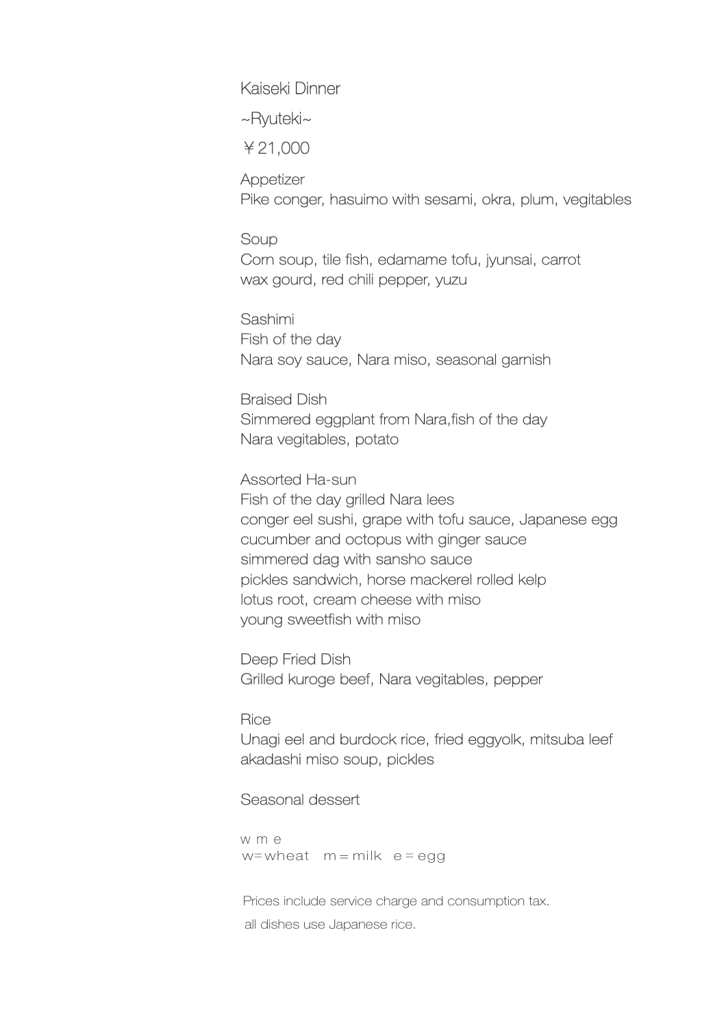Kaiseki Dinner

~Ryuteki~

￥21,000

Appetizer
Pike conger, hasuimo with sesami, okra, plum, vegitables

Soup
Corn soup, tile fish, edamame tofu, jyunsai, carrot
wax gourd, red chili pepper, yuzu

Sashimi
Fish of the day
Nara soy sauce, Nara miso, seasonal garnish

Braised Dish
Simmered eggplant from Nara,fish of the day
Nara vegitables, potato

Assorted Ha-sun
Fish of the day grilled Nara lees
conger eel sushi, grape with tofu sauce, Japanese egg
cucumber and octopus with ginger sauce
simmered dag with sansho sauce
pickles sandwich, horse mackerel rolled kelp
lotus root, cream cheese with miso
young sweetfish with miso

Deep Fried Dish
Grilled kuroge beef, Nara vegitables, pepper

Rice
Unagi eel and burdock rice, fried eggyolk, mitsuba leef
akadashi miso soup, pickles

Seasonal dessert

w m e
w=wheat　m＝milk　e＝egg

Prices include service charge and consumption tax.

all dishes use Japanese rice.